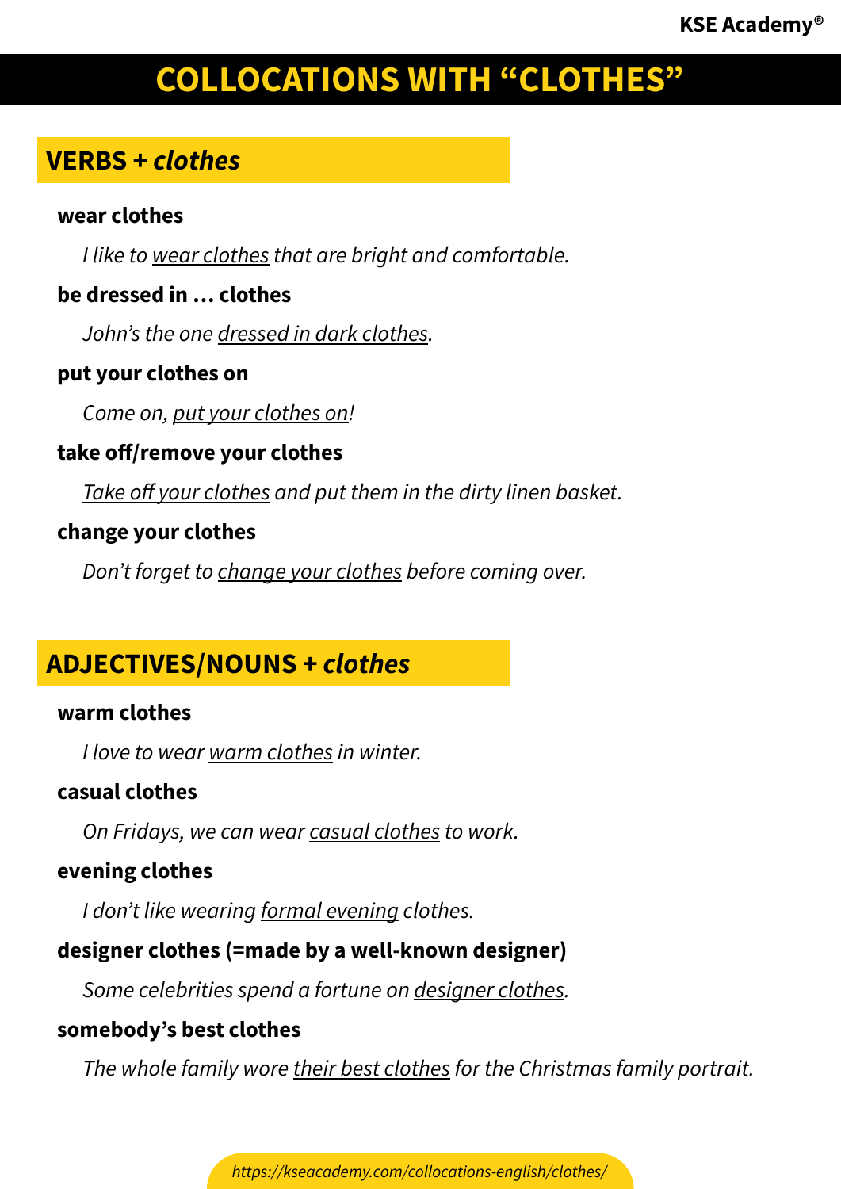# COLLOCATIONS WITH "CLOTHES"

## VERBS + *clothes*

**wear clothes**

*I like to wear clothes that are bright and comfortable.*

**be dressed in … clothes**

*John's the one dressed in dark clothes.*

**put your clothes on**

*Come on, put your clothes on!*

**take off/remove your clothes**

*Take off your clothes and put them in the dirty linen basket.*

**change your clothes**

*Don't forget to change your clothes before coming over.*

## ADJECTIVES/NOUNS + *clothes*

**warm clothes**

*I love to wear warm clothes in winter.*

**casual clothes**

*On Fridays, we can wear casual clothes to work.*

**evening clothes**

*I don't like wearing formal evening clothes.*

**designer clothes (=made by a well-known designer)**

*Some celebrities spend a fortune on designer clothes.*

**somebody's best clothes**

*The whole family wore their best clothes for the Christmas family portrait.*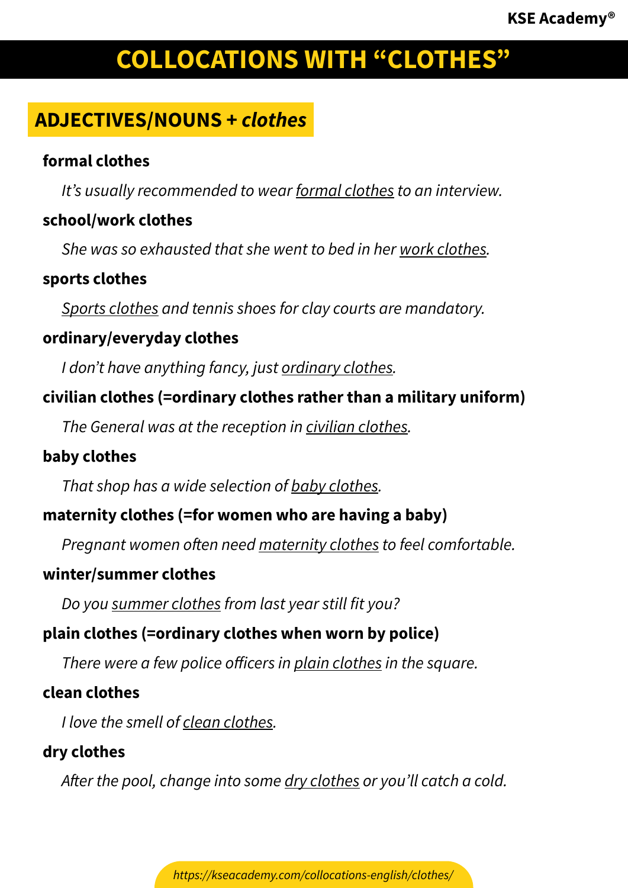# COLLOCATIONS WITH "CLOTHES"

## ADJECTIVES/NOUNS + *clothes*

**formal clothes**

*It's usually recommended to wear formal clothes to an interview.*

**school/work clothes**

*She was so exhausted that she went to bed in her work clothes.*

**sports clothes**

*Sports clothes and tennis shoes for clay courts are mandatory.*

**ordinary/everyday clothes**

*I don't have anything fancy, just ordinary clothes.*

**civilian clothes (=ordinary clothes rather than a military uniform)**

*The General was at the reception in civilian clothes.*

**baby clothes**

*That shop has a wide selection of baby clothes.*

**maternity clothes (=for women who are having a baby)**

*Pregnant women often need maternity clothes to feel comfortable.*

**winter/summer clothes**

*Do you summer clothes from last year still fit you?*

**plain clothes (=ordinary clothes when worn by police)**

*There were a few police officers in plain clothes in the square.*

**clean clothes**

*I love the smell of clean clothes.*

**dry clothes**

*After the pool, change into some dry clothes or you'll catch a cold.*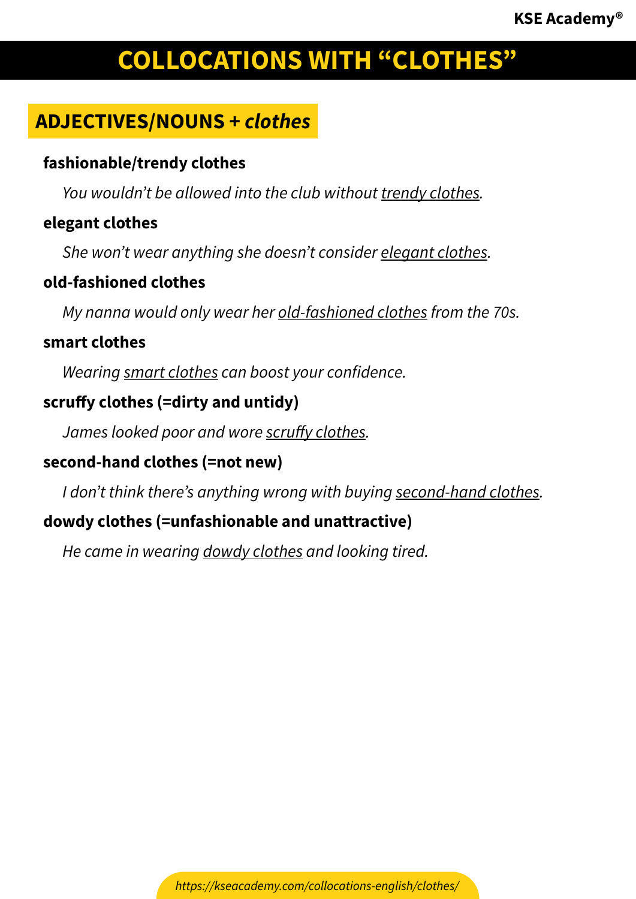# COLLOCATIONS WITH "CLOTHES"

## ADJECTIVES/NOUNS + *clothes*

**fashionable/trendy clothes**

*You wouldn't be allowed into the club without trendy clothes.*

**elegant clothes**

*She won't wear anything she doesn't consider elegant clothes.*

**old-fashioned clothes**

*My nanna would only wear her old-fashioned clothes from the 70s.*

**smart clothes**

*Wearing smart clothes can boost your confidence.*

**scruffy clothes (=dirty and untidy)**

*James looked poor and wore scruffy clothes.*

**second-hand clothes (=not new)**

*I don't think there's anything wrong with buying second-hand clothes.*

**dowdy clothes (=unfashionable and unattractive)**

*He came in wearing dowdy clothes and looking tired.*